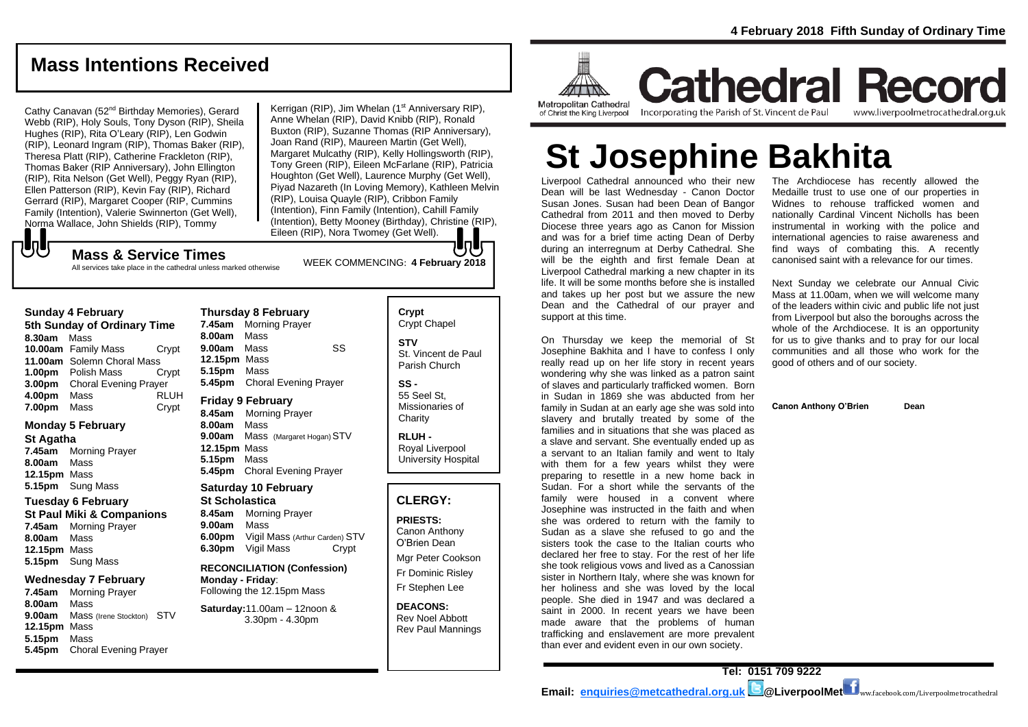4 February 2018 Fifth Sunday of Ordinary Time

## Mass Intentions Received

Cathy Canavan (52nd Birthday Memories), Gerard Webb (RIP), Holy Souls, Tony Dyson (RIP), Sheila Hughes (RIP), Rita O'Leary (RIP), Len Godwin (RIP), Leonard Ingram (RIP), Thomas Baker (RIP), Theresa Platt (RIP), Catherine Frackleton (RIP), Thomas Baker (RIP Anniversary), John Ellington (RIP), Rita Nelson (Get Well), Peggy Ryan (RIP), Ellen Patterson (RIP), Kevin Fay (RIP), Richard Gerrard (RIP), Margaret Cooper (RIP, Cummins Family (Intention), Valerie Swinnerton (Get Well), Norma Wallace, John Shields (RIP), Tommy Kerrigan (RIP), Jim Whelan (1st Anniversary RIP), Anne Whelan (RIP), David Knibb (RIP), Ronald Buxton (RIP), Suzanne Thomas (RIP Anniversary), Joan Rand (RIP), Maureen Martin (Get Well), Margaret Mulcathy (RIP), Kelly Hollingsworth (RIP), Tony Green (RIP), Eileen McFarlane (RIP), Patricia Houghton (Get Well), Laurence Murphy (Get Well), Piyad Nazareth (In Loving Memory), Kathleen Melvin (RIP), Louisa Quayle (RIP), Cribbon Family (Intention), Finn Family (Intention), Cahill Family (Intention), Betty Mooney (Birthday), Christine (RIP), Eileen (RIP), Nora Twomey (Get Well).

## Mass & Service Times

All services take place in the cathedral unless marked otherwise

WEEK COMMENCING: **4 February 2018**

**Sunday 4 February**
**5th Sunday of Ordinary Time**
**8.30am** Mass
**10.00am** Family Mass Crypt
**11.00am** Solemn Choral Mass
**1.00pm** Polish Mass Crypt
**3.00pm** Choral Evening Prayer
**4.00pm** Mass RLUH
**7.00pm** Mass Crypt

**Monday 5 February**
**St Agatha**
**7.45am** Morning Prayer
**8.00am** Mass
**12.15pm** Mass
**5.15pm** Sung Mass

**Tuesday 6 February**
**St Paul Miki & Companions**
**7.45am** Morning Prayer
**8.00am** Mass
**12.15pm** Mass
**5.15pm** Sung Mass

**Wednesday 7 February**
**7.45am** Morning Prayer
**8.00am** Mass
**9.00am** Mass (Irene Stockton) STV
**12.15pm** Mass
**5.15pm** Mass
**5.45pm** Choral Evening Prayer

**Thursday 8 February**
**7.45am** Morning Prayer
**8.00am** Mass
**9.00am** Mass SS
**12.15pm** Mass
**5.15pm** Mass
**5.45pm** Choral Evening Prayer

**Friday 9 February**
**8.45am** Morning Prayer
**8.00am** Mass
**9.00am** Mass (Margaret Hogan) STV
**12.15pm** Mass
**5.15pm** Mass
**5.45pm** Choral Evening Prayer

**Saturday 10 February**
**St Scholastica**
**8.45am** Morning Prayer
**9.00am** Mass
**6.00pm** Vigil Mass (Arthur Carden) STV
**6.30pm** Vigil Mass Crypt

**RECONCILIATION (Confession)**
**Monday - Friday**: Following the 12.15pm Mass
**Saturday:** 11.00am – 12noon & 3.30pm - 4.30pm

**Crypt**
Crypt Chapel

**STV**
St. Vincent de Paul Parish Church

**SS -**
55 Seel St, Missionaries of Charity

**RLUH -**
Royal Liverpool University Hospital

## CLERGY:

**PRIESTS:**
Canon Anthony O'Brien Dean
Mgr Peter Cookson
Fr Dominic Risley
Fr Stephen Lee

**DEACONS:**
Rev Noel Abbott
Rev Paul Mannings

Metropolitan Cathedral of Christ the King Liverpool

# Cathedral Record

Incorporating the Parish of St. Vincent de Paul www.liverpoolmetrocathedral.org.uk

# St Josephine Bakhita

Liverpool Cathedral announced who their new Dean will be last Wednesday - Canon Doctor Susan Jones. Susan had been Dean of Bangor Cathedral from 2011 and then moved to Derby Diocese three years ago as Canon for Mission and was for a brief time acting Dean of Derby during an interregnum at Derby Cathedral. She will be the eighth and first female Dean at Liverpool Cathedral marking a new chapter in its life. It will be some months before she is installed and takes up her post but we assure the new Dean and the Cathedral of our prayer and support at this time.

On Thursday we keep the memorial of St Josephine Bakhita and I have to confess I only really read up on her life story in recent years wondering why she was linked as a patron saint of slaves and particularly trafficked women. Born in Sudan in 1869 she was abducted from her family in Sudan at an early age she was sold into slavery and brutally treated by some of the families and in situations that she was placed as a slave and servant. She eventually ended up as a servant to an Italian family and went to Italy with them for a few years whilst they were preparing to resettle in a new home back in Sudan. For a short while the servants of the family were housed in a convent where Josephine was instructed in the faith and when she was ordered to return with the family to Sudan as a slave she refused to go and the sisters took the case to the Italian courts who declared her free to stay. For the rest of her life she took religious vows and lived as a Canossian sister in Northern Italy, where she was known for her holiness and she was loved by the local people. She died in 1947 and was declared a saint in 2000. In recent years we have been made aware that the problems of human trafficking and enslavement are more prevalent than ever and evident even in our own society.

The Archdiocese has recently allowed the Medaille trust to use one of our properties in Widnes to rehouse trafficked women and nationally Cardinal Vincent Nicholls has been instrumental in working with the police and international agencies to raise awareness and find ways of combating this. A recently canonised saint with a relevance for our times.

Next Sunday we celebrate our Annual Civic Mass at 11.00am, when we will welcome many of the leaders within civic and public life not just from Liverpool but also the boroughs across the whole of the Archdiocese. It is an opportunity for us to give thanks and to pray for our local communities and all those who work for the good of others and of our society.

**Canon Anthony O'Brien Dean**

**Tel: 0151 709 9222**

**Email: enquiries@metcathedral.org.uk @LiverpoolMet** www.facebook.com/Liverpoolmetrocathedral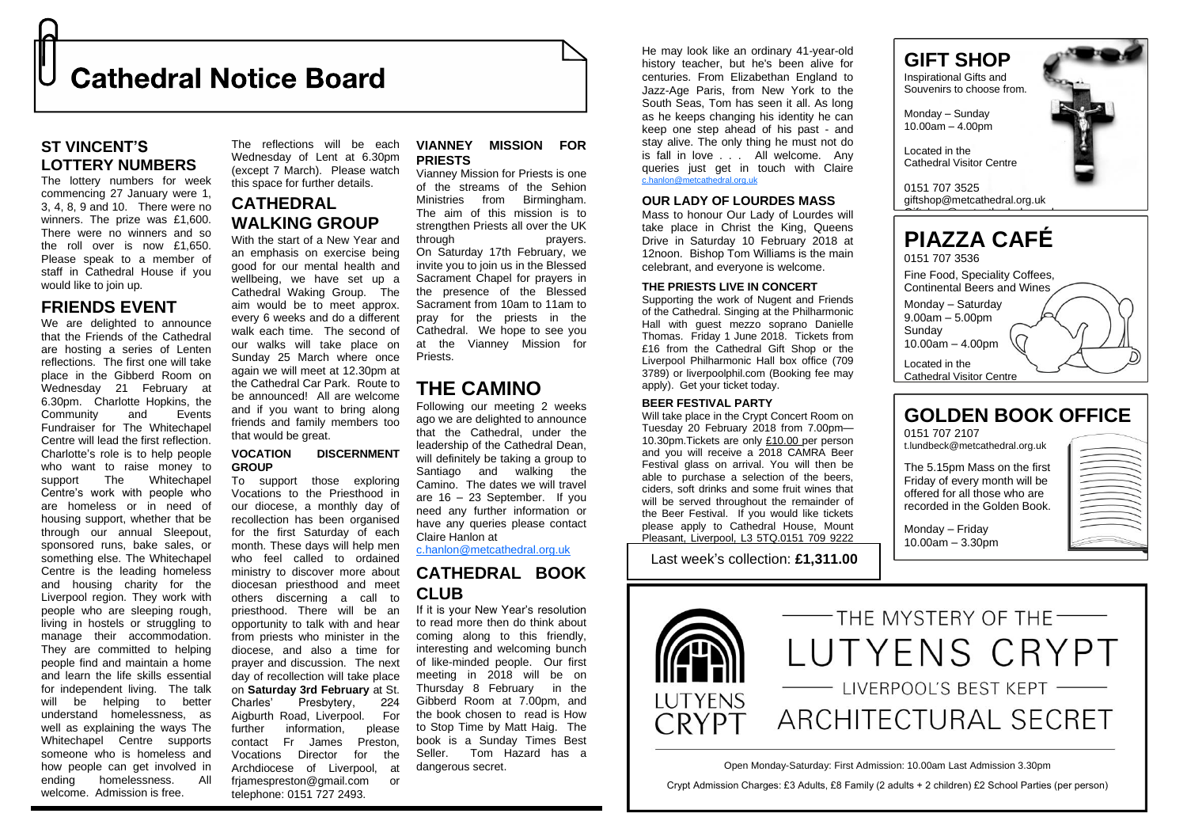# Cathedral Notice Board

## ST VINCENT'S LOTTERY NUMBERS

The lottery numbers for week commencing 27 January were 1, 3, 4, 8, 9 and 10. There were no winners. The prize was £1,600. There were no winners and so the roll over is now £1,650. Please speak to a member of staff in Cathedral House if you would like to join up.

## FRIENDS EVENT

We are delighted to announce that the Friends of the Cathedral are hosting a series of Lenten reflections. The first one will take place in the Gibberd Room on Wednesday 21 February at 6.30pm. Charlotte Hopkins, the Community and Events Fundraiser for The Whitechapel Centre will lead the first reflection. Charlotte's role is to help people who want to raise money to support The Whitechapel Centre's work with people who are homeless or in need of housing support, whether that be through our annual Sleepout, sponsored runs, bake sales, or something else. The Whitechapel Centre is the leading homeless and housing charity for the Liverpool region. They work with people who are sleeping rough, living in hostels or struggling to manage their accommodation. They are committed to helping people find and maintain a home and learn the life skills essential for independent living. The talk will be helping to better understand homelessness, as well as explaining the ways The Whitechapel Centre supports someone who is homeless and how people can get involved in ending homelessness. All welcome. Admission is free.

The reflections will be each Wednesday of Lent at 6.30pm (except 7 March). Please watch this space for further details.

## CATHEDRAL WALKING GROUP

With the start of a New Year and an emphasis on exercise being good for our mental health and wellbeing, we have set up a Cathedral Waking Group. The aim would be to meet approx. every 6 weeks and do a different walk each time. The second of our walks will take place on Sunday 25 March where once again we will meet at 12.30pm at the Cathedral Car Park. Route to be announced! All are welcome and if you want to bring along friends and family members too that would be great.

### VOCATION DISCERNMENT GROUP

To support those exploring Vocations to the Priesthood in our diocese, a monthly day of recollection has been organised for the first Saturday of each month. These days will help men who feel called to ordained ministry to discover more about diocesan priesthood and meet others discerning a call to priesthood. There will be an opportunity to talk with and hear from priests who minister in the diocese, and also a time for prayer and discussion. The next day of recollection will take place on **Saturday 3rd February** at St. Charles' Presbytery, 224 Aigburth Road, Liverpool. For further information, please contact Fr James Preston, Vocations Director for the Archdiocese of Liverpool, at frjamespreston@gmail.com or telephone: 0151 727 2493.

### VIANNEY MISSION FOR PRIESTS

Vianney Mission for Priests is one of the streams of the Sehion Ministries from Birmingham. The aim of this mission is to strengthen Priests all over the UK through prayers.

On Saturday 17th February, we invite you to join us in the Blessed Sacrament Chapel for prayers in the presence of the Blessed Sacrament from 10am to 11am to pray for the priests in the Cathedral. We hope to see you at the Vianney Mission for Priests.

## THE CAMINO

Following our meeting 2 weeks ago we are delighted to announce that the Cathedral, under the leadership of the Cathedral Dean, will definitely be taking a group to Santiago and walking the Camino. The dates we will travel are 16 – 23 September. If you need any further information or have any queries please contact Claire Hanlon at c.hanlon@metcathedral.org.uk

## CATHEDRAL BOOK CLUB

If it is your New Year's resolution to read more then do think about coming along to this friendly, interesting and welcoming bunch of like-minded people. Our first meeting in 2018 will be on Thursday 8 February in the Gibberd Room at 7.00pm, and the book chosen to read is How to Stop Time by Matt Haig. The book is a Sunday Times Best Seller. Tom Hazard has a dangerous secret.

He may look like an ordinary 41-year-old history teacher, but he's been alive for centuries. From Elizabethan England to Jazz-Age Paris, from New York to the South Seas, Tom has seen it all. As long as he keeps changing his identity he can keep one step ahead of his past - and stay alive. The only thing he must not do is fall in love . . . All welcome. Any queries just get in touch with Claire c.hanlon@metcathedral.org.uk

### OUR LADY OF LOURDES MASS

Mass to honour Our Lady of Lourdes will take place in Christ the King, Queens Drive in Saturday 10 February 2018 at 12noon. Bishop Tom Williams is the main celebrant, and everyone is welcome.

### THE PRIESTS LIVE IN CONCERT

Supporting the work of Nugent and Friends of the Cathedral. Singing at the Philharmonic Hall with guest mezzo soprano Danielle Thomas. Friday 1 June 2018. Tickets from £16 from the Cathedral Gift Shop or the Liverpool Philharmonic Hall box office (709 3789) or liverpoolphil.com (Booking fee may apply). Get your ticket today.

### BEER FESTIVAL PARTY

Will take place in the Crypt Concert Room on Tuesday 20 February 2018 from 7.00pm—10.30pm.Tickets are only £10.00 per person and you will receive a 2018 CAMRA Beer Festival glass on arrival. You will then be able to purchase a selection of the beers, ciders, soft drinks and some fruit wines that will be served throughout the remainder of the Beer Festival. If you would like tickets please apply to Cathedral House, Mount Pleasant, Liverpool, L3 5TQ.0151 709 9222

Last week's collection: **£1,311.00**

## GIFT SHOP

Inspirational Gifts and Souvenirs to choose from.

Monday – Sunday
10.00am – 4.00pm

Located in the Cathedral Visitor Centre

0151 707 3525
giftshop@metcathedral.org.uk

## PIAZZA CAFÉ

0151 707 3536

Fine Food, Speciality Coffees, Continental Beers and Wines

Monday – Saturday
9.00am – 5.00pm
Sunday
10.00am – 4.00pm

Located in the Cathedral Visitor Centre

## GOLDEN BOOK OFFICE

0151 707 2107
t.lundbeck@metcathedral.org.uk

The 5.15pm Mass on the first Friday of every month will be offered for all those who are recorded in the Golden Book.

Monday – Friday
10.00am – 3.30pm

## THE MYSTERY OF THE LUTYENS CRYPT
### LIVERPOOL'S BEST KEPT ARCHITECTURAL SECRET

LUTYENS CRYPT

Open Monday-Saturday: First Admission: 10.00am Last Admission 3.30pm

Crypt Admission Charges: £3 Adults, £8 Family (2 adults + 2 children) £2 School Parties (per person)